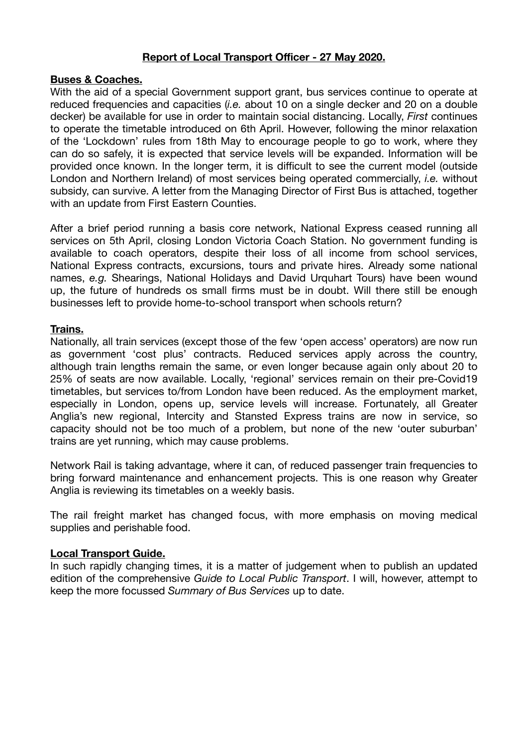# Report of Local Transport Officer - 27 May 2020.

## Buses & Coaches.

With the aid of a special Government support grant, bus services continue to operate at reduced frequencies and capacities (*i.e.* about 10 on a single decker and 20 on a double decker) be available for use in order to maintain social distancing. Locally, *First* continues to operate the timetable introduced on 6th April. However, following the minor relaxation of the 'Lockdown' rules from 18th May to encourage people to go to work, where they can do so safely, it is expected that service levels will be expanded. Information will be provided once known. In the longer term, it is difficult to see the current model (outside London and Northern Ireland) of most services being operated commercially, *i.e.* without subsidy, can survive. A letter from the Managing Director of First Bus is attached, together with an update from First Eastern Counties.

After a brief period running a basis core network, National Express ceased running all services on 5th April, closing London Victoria Coach Station. No government funding is available to coach operators, despite their loss of all income from school services, National Express contracts, excursions, tours and private hires. Already some national names, *e.g.* Shearings, National Holidays and David Urquhart Tours) have been wound up, the future of hundreds os small firms must be in doubt. Will there still be enough businesses left to provide home-to-school transport when schools return?

## Trains.

Nationally, all train services (except those of the few 'open access' operators) are now run as government 'cost plus' contracts. Reduced services apply across the country, although train lengths remain the same, or even longer because again only about 20 to 25% of seats are now available. Locally, 'regional' services remain on their pre-Covid19 timetables, but services to/from London have been reduced. As the employment market, especially in London, opens up, service levels will increase. Fortunately, all Greater Anglia's new regional, Intercity and Stansted Express trains are now in service, so capacity should not be too much of a problem, but none of the new 'outer suburban' trains are yet running, which may cause problems.

Network Rail is taking advantage, where it can, of reduced passenger train frequencies to bring forward maintenance and enhancement projects. This is one reason why Greater Anglia is reviewing its timetables on a weekly basis.

The rail freight market has changed focus, with more emphasis on moving medical supplies and perishable food.

## Local Transport Guide.

In such rapidly changing times, it is a matter of judgement when to publish an updated edition of the comprehensive *Guide to Local Public Transport*. I will, however, attempt to keep the more focussed *Summary of Bus Services* up to date.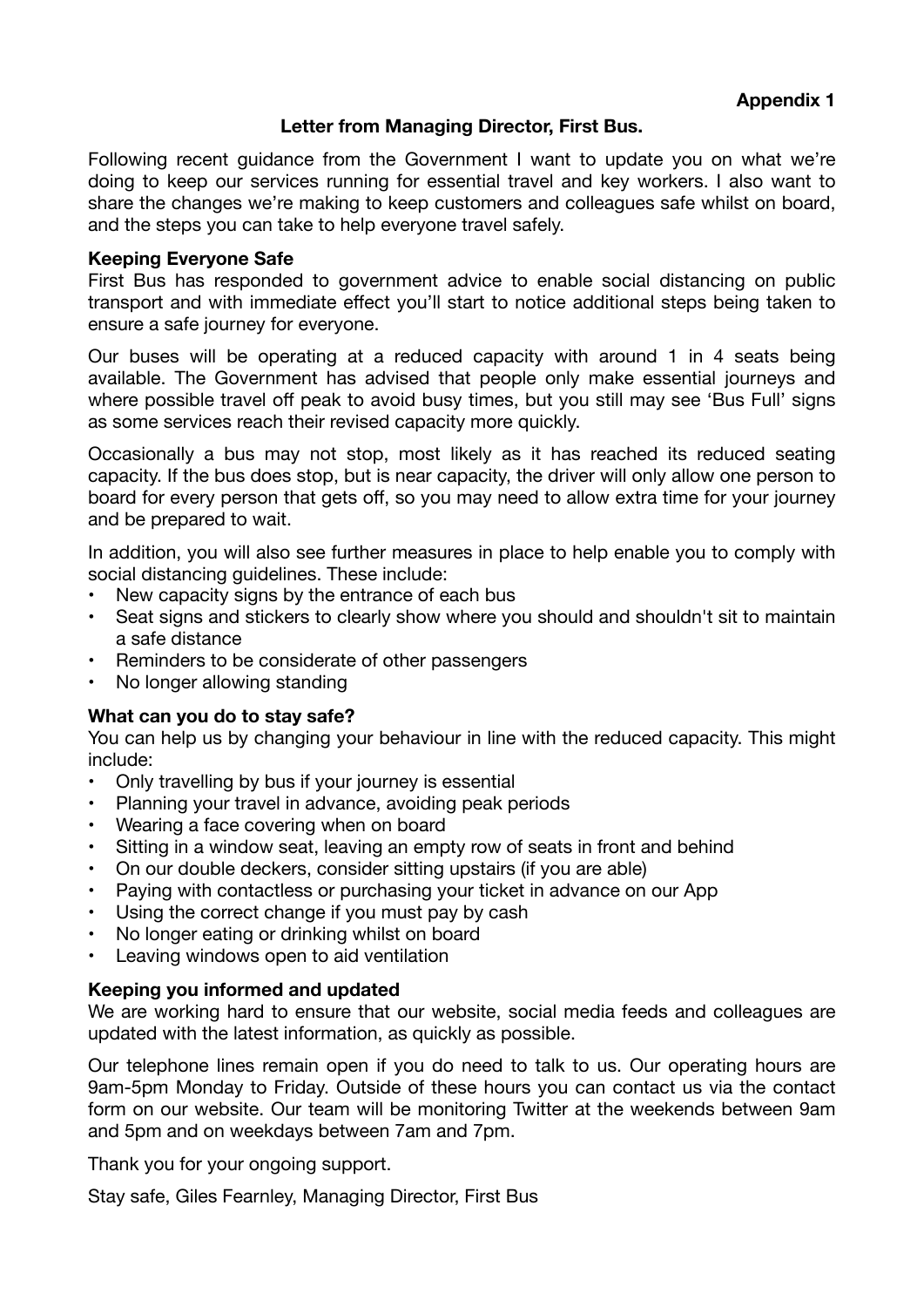**Appendix 1**

**Letter from Managing Director, First Bus.**

Following recent guidance from the Government I want to update you on what we're doing to keep our services running for essential travel and key workers. I also want to share the changes we're making to keep customers and colleagues safe whilst on board, and the steps you can take to help everyone travel safely.

**Keeping Everyone Safe**

First Bus has responded to government advice to enable social distancing on public transport and with immediate effect you'll start to notice additional steps being taken to ensure a safe journey for everyone.

Our buses will be operating at a reduced capacity with around 1 in 4 seats being available. The Government has advised that people only make essential journeys and where possible travel off peak to avoid busy times, but you still may see 'Bus Full' signs as some services reach their revised capacity more quickly.

Occasionally a bus may not stop, most likely as it has reached its reduced seating capacity. If the bus does stop, but is near capacity, the driver will only allow one person to board for every person that gets off, so you may need to allow extra time for your journey and be prepared to wait.

In addition, you will also see further measures in place to help enable you to comply with social distancing guidelines. These include:

- New capacity signs by the entrance of each bus
- Seat signs and stickers to clearly show where you should and shouldn't sit to maintain a safe distance
- Reminders to be considerate of other passengers
- No longer allowing standing

**What can you do to stay safe?**

You can help us by changing your behaviour in line with the reduced capacity. This might include:

- Only travelling by bus if your journey is essential
- Planning your travel in advance, avoiding peak periods
- Wearing a face covering when on board
- Sitting in a window seat, leaving an empty row of seats in front and behind
- On our double deckers, consider sitting upstairs (if you are able)
- Paying with contactless or purchasing your ticket in advance on our App
- Using the correct change if you must pay by cash
- No longer eating or drinking whilst on board
- Leaving windows open to aid ventilation

**Keeping you informed and updated**

We are working hard to ensure that our website, social media feeds and colleagues are updated with the latest information, as quickly as possible.

Our telephone lines remain open if you do need to talk to us. Our operating hours are 9am-5pm Monday to Friday. Outside of these hours you can contact us via the contact form on our website. Our team will be monitoring Twitter at the weekends between 9am and 5pm and on weekdays between 7am and 7pm.

Thank you for your ongoing support.

Stay safe, Giles Fearnley, Managing Director, First Bus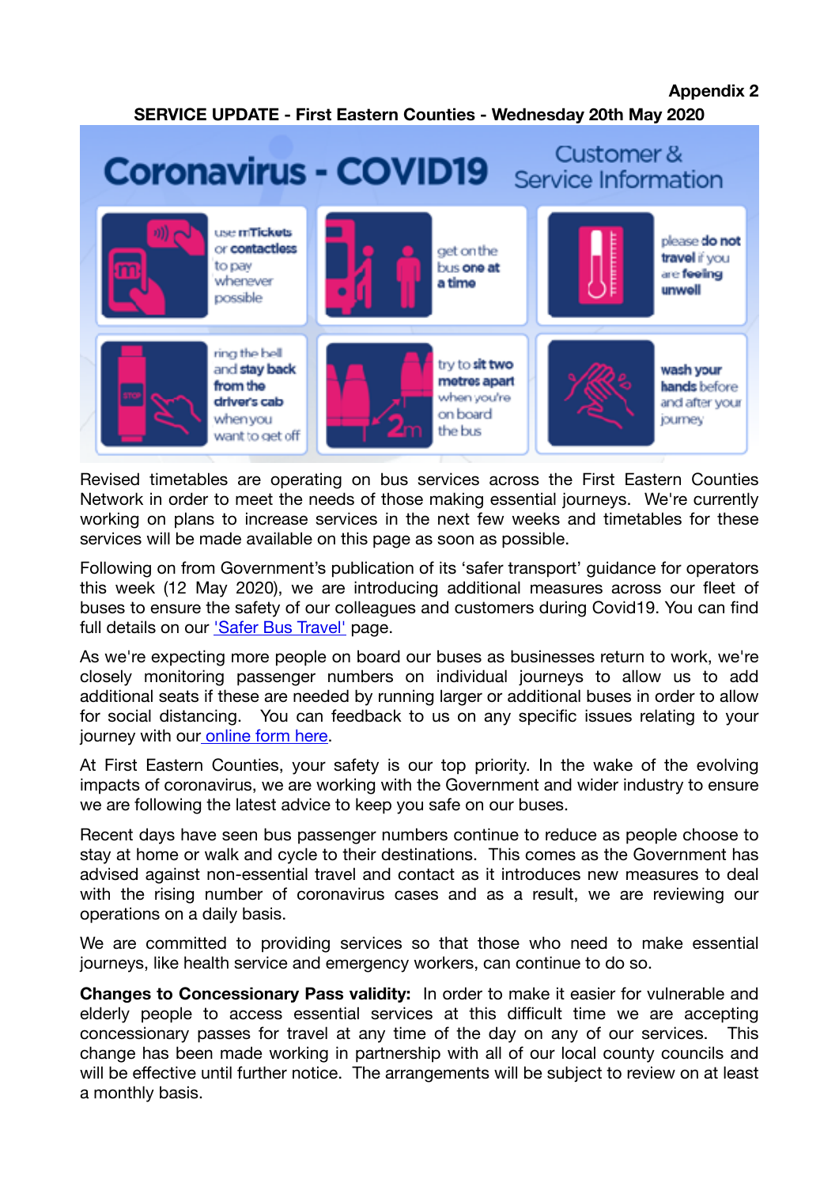**Appendix 2**

**SERVICE UPDATE - First Eastern Counties - Wednesday 20th May 2020**

Coronavirus - COVID19

Customer & Service Information

use mTickets or contactless to pay whenever possible

get on the bus one at a time

please do not travel if you are feeling unwell

ring the bell and stay back from the driver's cab when you want to get off

try to sit two metres apart when you're on board the bus

2m

wash your hands before and after your journey

Revised timetables are operating on bus services across the First Eastern Counties Network in order to meet the needs of those making essential journeys. We're currently working on plans to increase services in the next few weeks and timetables for these services will be made available on this page as soon as possible.

Following on from Government's publication of its 'safer transport' guidance for operators this week (12 May 2020), we are introducing additional measures across our fleet of buses to ensure the safety of our colleagues and customers during Covid19. You can find full details on our 'Safer Bus Travel' page.

As we're expecting more people on board our buses as businesses return to work, we're closely monitoring passenger numbers on individual journeys to allow us to add additional seats if these are needed by running larger or additional buses in order to allow for social distancing. You can feedback to us on any specific issues relating to your journey with our online form here.

At First Eastern Counties, your safety is our top priority. In the wake of the evolving impacts of coronavirus, we are working with the Government and wider industry to ensure we are following the latest advice to keep you safe on our buses.

Recent days have seen bus passenger numbers continue to reduce as people choose to stay at home or walk and cycle to their destinations. This comes as the Government has advised against non-essential travel and contact as it introduces new measures to deal with the rising number of coronavirus cases and as a result, we are reviewing our operations on a daily basis.

We are committed to providing services so that those who need to make essential journeys, like health service and emergency workers, can continue to do so.

**Changes to Concessionary Pass validity:** In order to make it easier for vulnerable and elderly people to access essential services at this difficult time we are accepting concessionary passes for travel at any time of the day on any of our services. This change has been made working in partnership with all of our local county councils and will be effective until further notice. The arrangements will be subject to review on at least a monthly basis.